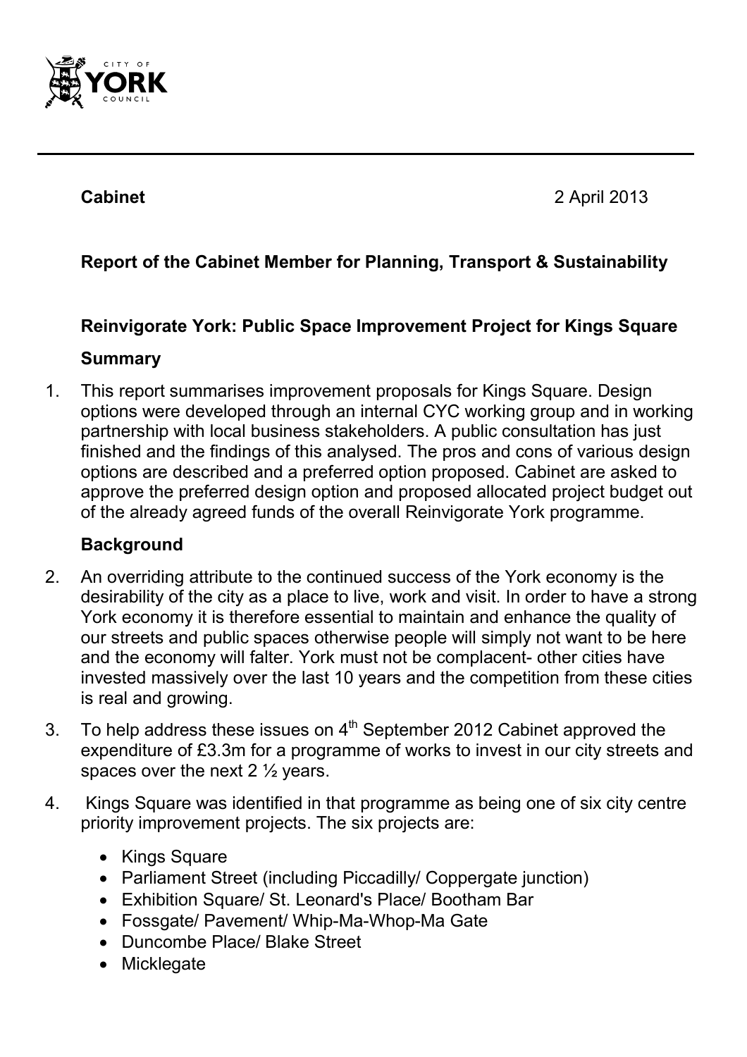**Cabinet** 2 April 2013

**Report of the Cabinet Member for Planning, Transport & Sustainability**

**Reinvigorate York: Public Space Improvement Project for Kings Square**

**Summary**

1. This report summarises improvement proposals for Kings Square. Design options were developed through an internal CYC working group and in working partnership with local business stakeholders. A public consultation has just finished and the findings of this analysed. The pros and cons of various design options are described and a preferred option proposed. Cabinet are asked to approve the preferred design option and proposed allocated project budget out of the already agreed funds of the overall Reinvigorate York programme.

**Background**

2. An overriding attribute to the continued success of the York economy is the desirability of the city as a place to live, work and visit. In order to have a strong York economy it is therefore essential to maintain and enhance the quality of our streets and public spaces otherwise people will simply not want to be here and the economy will falter. York must not be complacent- other cities have invested massively over the last 10 years and the competition from these cities is real and growing.

3. To help address these issues on 4th September 2012 Cabinet approved the expenditure of £3.3m for a programme of works to invest in our city streets and spaces over the next 2 ½ years.

4. Kings Square was identified in that programme as being one of six city centre priority improvement projects. The six projects are:

   - Kings Square
   - Parliament Street (including Piccadilly/ Coppergate junction)
   - Exhibition Square/ St. Leonard's Place/ Bootham Bar
   - Fossgate/ Pavement/ Whip-Ma-Whop-Ma Gate
   - Duncombe Place/ Blake Street
   - Micklegate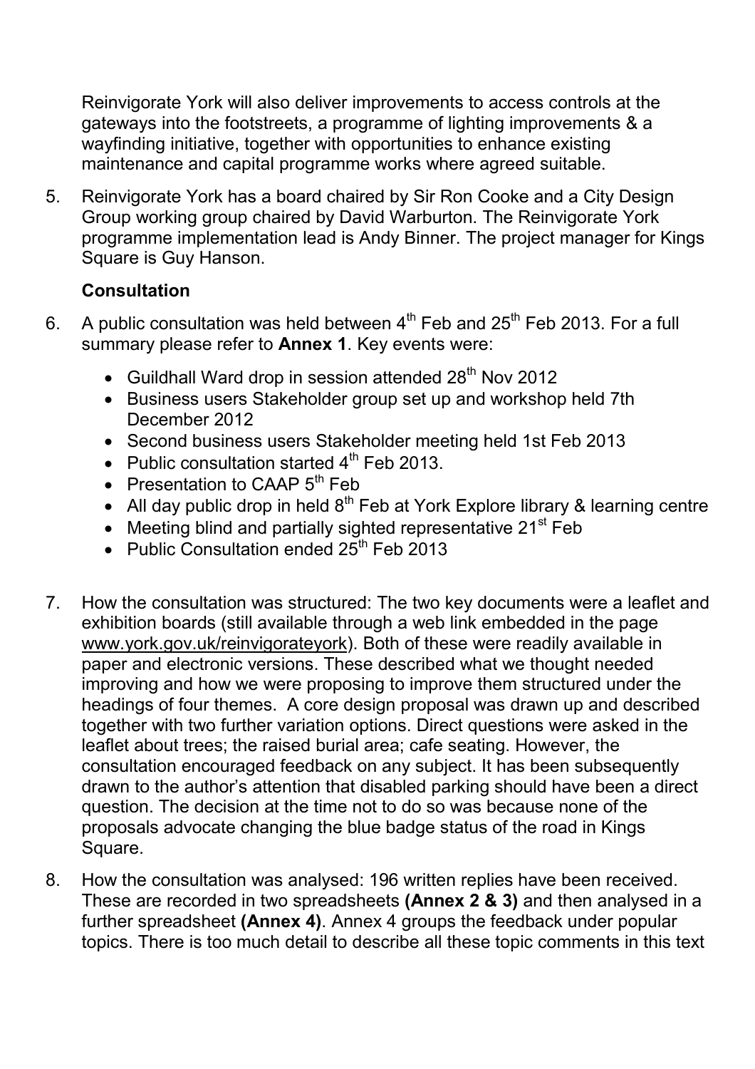Reinvigorate York will also deliver improvements to access controls at the gateways into the footstreets, a programme of lighting improvements & a wayfinding initiative, together with opportunities to enhance existing maintenance and capital programme works where agreed suitable.

5. Reinvigorate York has a board chaired by Sir Ron Cooke and a City Design Group working group chaired by David Warburton. The Reinvigorate York programme implementation lead is Andy Binner. The project manager for Kings Square is Guy Hanson.

**Consultation**

6. A public consultation was held between 4th Feb and 25th Feb 2013. For a full summary please refer to **Annex 1**. Key events were:

   - Guildhall Ward drop in session attended 28th Nov 2012
   - Business users Stakeholder group set up and workshop held 7th December 2012
   - Second business users Stakeholder meeting held 1st Feb 2013
   - Public consultation started 4th Feb 2013.
   - Presentation to CAAP 5th Feb
   - All day public drop in held 8th Feb at York Explore library & learning centre
   - Meeting blind and partially sighted representative 21st Feb
   - Public Consultation ended 25th Feb 2013

7. How the consultation was structured: The two key documents were a leaflet and exhibition boards (still available through a web link embedded in the page www.york.gov.uk/reinvigorateyork). Both of these were readily available in paper and electronic versions. These described what we thought needed improving and how we were proposing to improve them structured under the headings of four themes. A core design proposal was drawn up and described together with two further variation options. Direct questions were asked in the leaflet about trees; the raised burial area; cafe seating. However, the consultation encouraged feedback on any subject. It has been subsequently drawn to the author's attention that disabled parking should have been a direct question. The decision at the time not to do so was because none of the proposals advocate changing the blue badge status of the road in Kings Square.

8. How the consultation was analysed: 196 written replies have been received. These are recorded in two spreadsheets **(Annex 2 & 3)** and then analysed in a further spreadsheet **(Annex 4)**. Annex 4 groups the feedback under popular topics. There is too much detail to describe all these topic comments in this text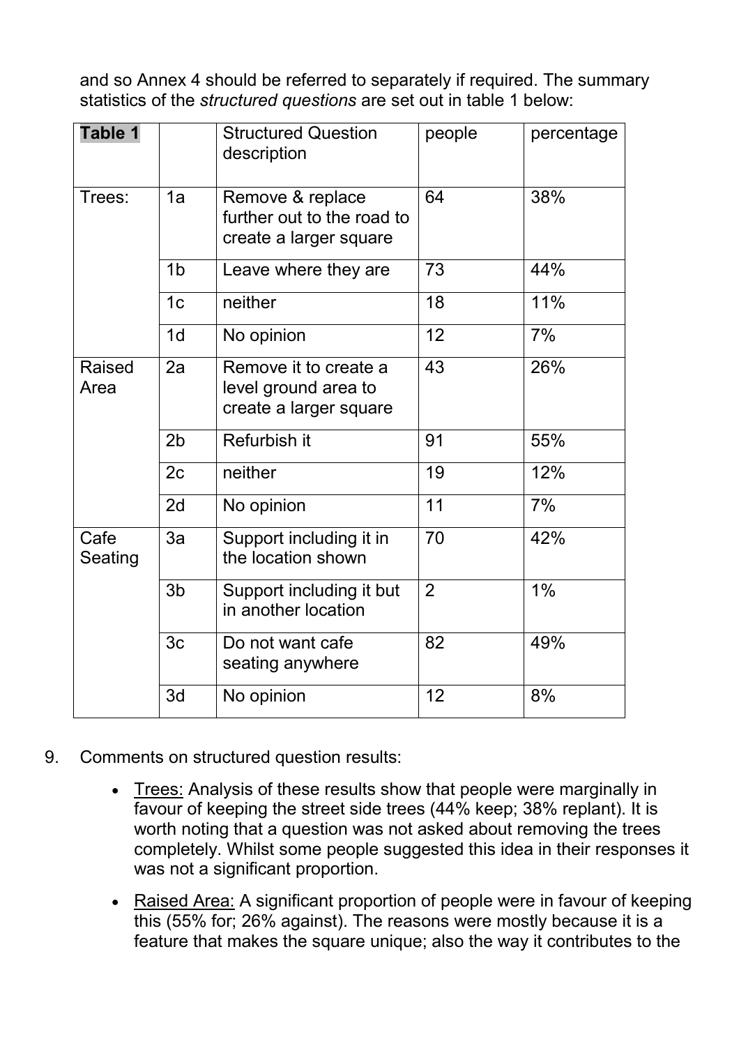and so Annex 4 should be referred to separately if required. The summary statistics of the *structured questions* are set out in table 1 below:

| **Table 1** | | Structured Question description | people | percentage |
|---|---|---|---|---|
| Trees: | 1a | Remove & replace further out to the road to create a larger square | 64 | 38% |
| | 1b | Leave where they are | 73 | 44% |
| | 1c | neither | 18 | 11% |
| | 1d | No opinion | 12 | 7% |
| Raised Area | 2a | Remove it to create a level ground area to create a larger square | 43 | 26% |
| | 2b | Refurbish it | 91 | 55% |
| | 2c | neither | 19 | 12% |
| | 2d | No opinion | 11 | 7% |
| Cafe Seating | 3a | Support including it in the location shown | 70 | 42% |
| | 3b | Support including it but in another location | 2 | 1% |
| | 3c | Do not want cafe seating anywhere | 82 | 49% |
| | 3d | No opinion | 12 | 8% |

9. Comments on structured question results:

    - Trees: Analysis of these results show that people were marginally in favour of keeping the street side trees (44% keep; 38% replant). It is worth noting that a question was not asked about removing the trees completely. Whilst some people suggested this idea in their responses it was not a significant proportion.
    - Raised Area: A significant proportion of people were in favour of keeping this (55% for; 26% against). The reasons were mostly because it is a feature that makes the square unique; also the way it contributes to the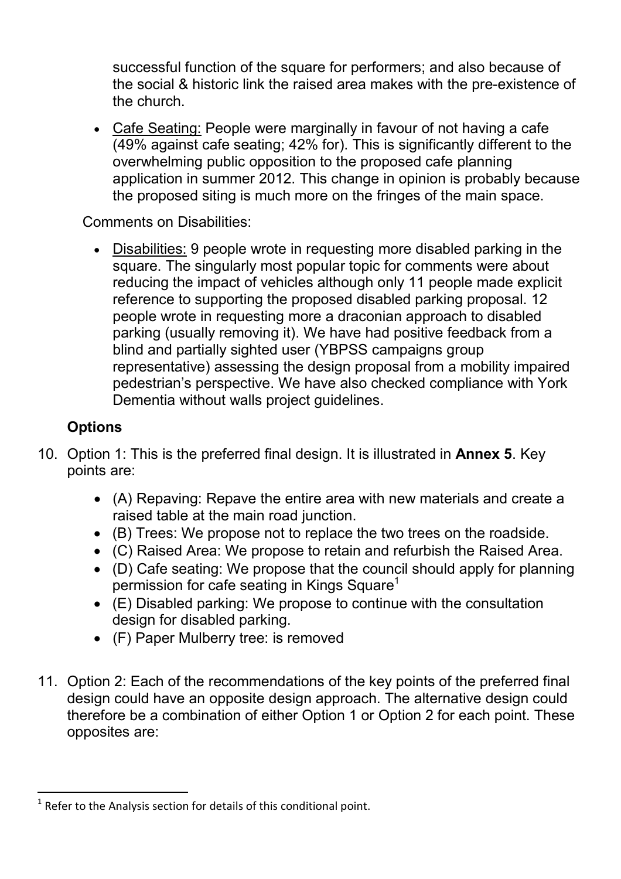successful function of the square for performers; and also because of the social & historic link the raised area makes with the pre-existence of the church.

- Cafe Seating: People were marginally in favour of not having a cafe (49% against cafe seating; 42% for). This is significantly different to the overwhelming public opposition to the proposed cafe planning application in summer 2012. This change in opinion is probably because the proposed siting is much more on the fringes of the main space.

Comments on Disabilities:

- Disabilities: 9 people wrote in requesting more disabled parking in the square. The singularly most popular topic for comments were about reducing the impact of vehicles although only 11 people made explicit reference to supporting the proposed disabled parking proposal. 12 people wrote in requesting more a draconian approach to disabled parking (usually removing it). We have had positive feedback from a blind and partially sighted user (YBPSS campaigns group representative) assessing the design proposal from a mobility impaired pedestrian's perspective. We have also checked compliance with York Dementia without walls project guidelines.

**Options**

10. Option 1: This is the preferred final design. It is illustrated in **Annex 5**. Key points are:

    - (A) Repaving: Repave the entire area with new materials and create a raised table at the main road junction.
    - (B) Trees: We propose not to replace the two trees on the roadside.
    - (C) Raised Area: We propose to retain and refurbish the Raised Area.
    - (D) Cafe seating: We propose that the council should apply for planning permission for cafe seating in Kings Square[1]
    - (E) Disabled parking: We propose to continue with the consultation design for disabled parking.
    - (F) Paper Mulberry tree: is removed

11. Option 2: Each of the recommendations of the key points of the preferred final design could have an opposite design approach. The alternative design could therefore be a combination of either Option 1 or Option 2 for each point. These opposites are:

[1] Refer to the Analysis section for details of this conditional point.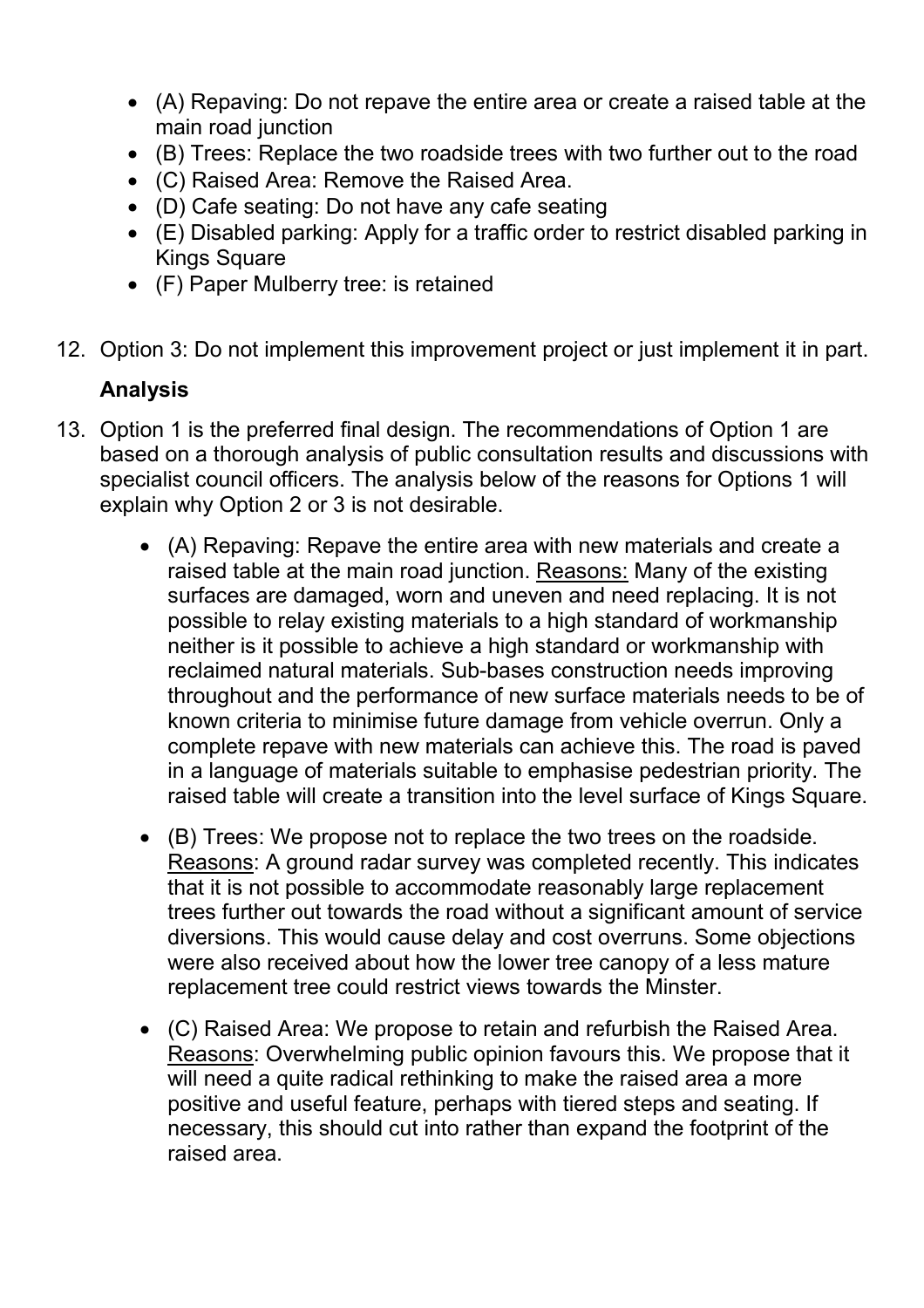- (A) Repaving: Do not repave the entire area or create a raised table at the main road junction
- (B) Trees: Replace the two roadside trees with two further out to the road
- (C) Raised Area: Remove the Raised Area.
- (D) Cafe seating: Do not have any cafe seating
- (E) Disabled parking: Apply for a traffic order to restrict disabled parking in Kings Square
- (F) Paper Mulberry tree: is retained

12. Option 3: Do not implement this improvement project or just implement it in part.

**Analysis**

13. Option 1 is the preferred final design. The recommendations of Option 1 are based on a thorough analysis of public consultation results and discussions with specialist council officers. The analysis below of the reasons for Options 1 will explain why Option 2 or 3 is not desirable.

    - (A) Repaving: Repave the entire area with new materials and create a raised table at the main road junction. Reasons: Many of the existing surfaces are damaged, worn and uneven and need replacing. It is not possible to relay existing materials to a high standard of workmanship neither is it possible to achieve a high standard or workmanship with reclaimed natural materials. Sub-bases construction needs improving throughout and the performance of new surface materials needs to be of known criteria to minimise future damage from vehicle overrun. Only a complete repave with new materials can achieve this. The road is paved in a language of materials suitable to emphasise pedestrian priority. The raised table will create a transition into the level surface of Kings Square.

    - (B) Trees: We propose not to replace the two trees on the roadside. Reasons: A ground radar survey was completed recently. This indicates that it is not possible to accommodate reasonably large replacement trees further out towards the road without a significant amount of service diversions. This would cause delay and cost overruns. Some objections were also received about how the lower tree canopy of a less mature replacement tree could restrict views towards the Minster.

    - (C) Raised Area: We propose to retain and refurbish the Raised Area. Reasons: Overwhelming public opinion favours this. We propose that it will need a quite radical rethinking to make the raised area a more positive and useful feature, perhaps with tiered steps and seating. If necessary, this should cut into rather than expand the footprint of the raised area.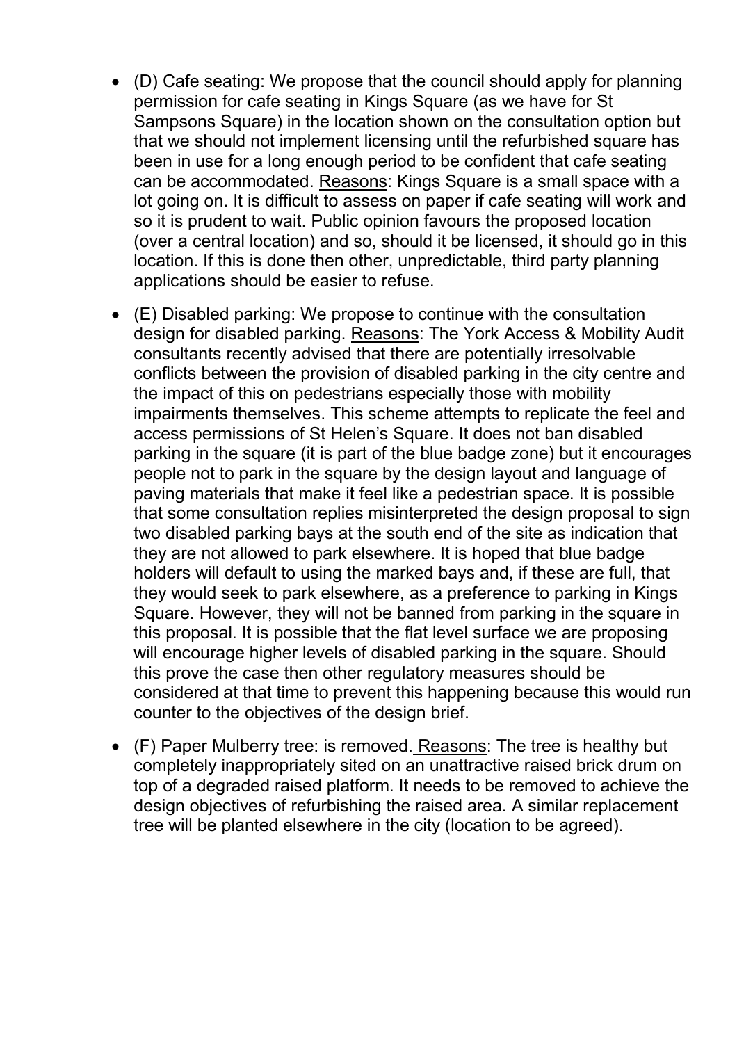- (D) Cafe seating: We propose that the council should apply for planning permission for cafe seating in Kings Square (as we have for St Sampsons Square) in the location shown on the consultation option but that we should not implement licensing until the refurbished square has been in use for a long enough period to be confident that cafe seating can be accommodated. <u>Reasons</u>: Kings Square is a small space with a lot going on. It is difficult to assess on paper if cafe seating will work and so it is prudent to wait. Public opinion favours the proposed location (over a central location) and so, should it be licensed, it should go in this location. If this is done then other, unpredictable, third party planning applications should be easier to refuse.

- (E) Disabled parking: We propose to continue with the consultation design for disabled parking. <u>Reasons</u>: The York Access & Mobility Audit consultants recently advised that there are potentially irresolvable conflicts between the provision of disabled parking in the city centre and the impact of this on pedestrians especially those with mobility impairments themselves. This scheme attempts to replicate the feel and access permissions of St Helen's Square. It does not ban disabled parking in the square (it is part of the blue badge zone) but it encourages people not to park in the square by the design layout and language of paving materials that make it feel like a pedestrian space. It is possible that some consultation replies misinterpreted the design proposal to sign two disabled parking bays at the south end of the site as indication that they are not allowed to park elsewhere. It is hoped that blue badge holders will default to using the marked bays and, if these are full, that they would seek to park elsewhere, as a preference to parking in Kings Square. However, they will not be banned from parking in the square in this proposal. It is possible that the flat level surface we are proposing will encourage higher levels of disabled parking in the square. Should this prove the case then other regulatory measures should be considered at that time to prevent this happening because this would run counter to the objectives of the design brief.

- (F) Paper Mulberry tree: is removed. <u>Reasons</u>: The tree is healthy but completely inappropriately sited on an unattractive raised brick drum on top of a degraded raised platform. It needs to be removed to achieve the design objectives of refurbishing the raised area. A similar replacement tree will be planted elsewhere in the city (location to be agreed).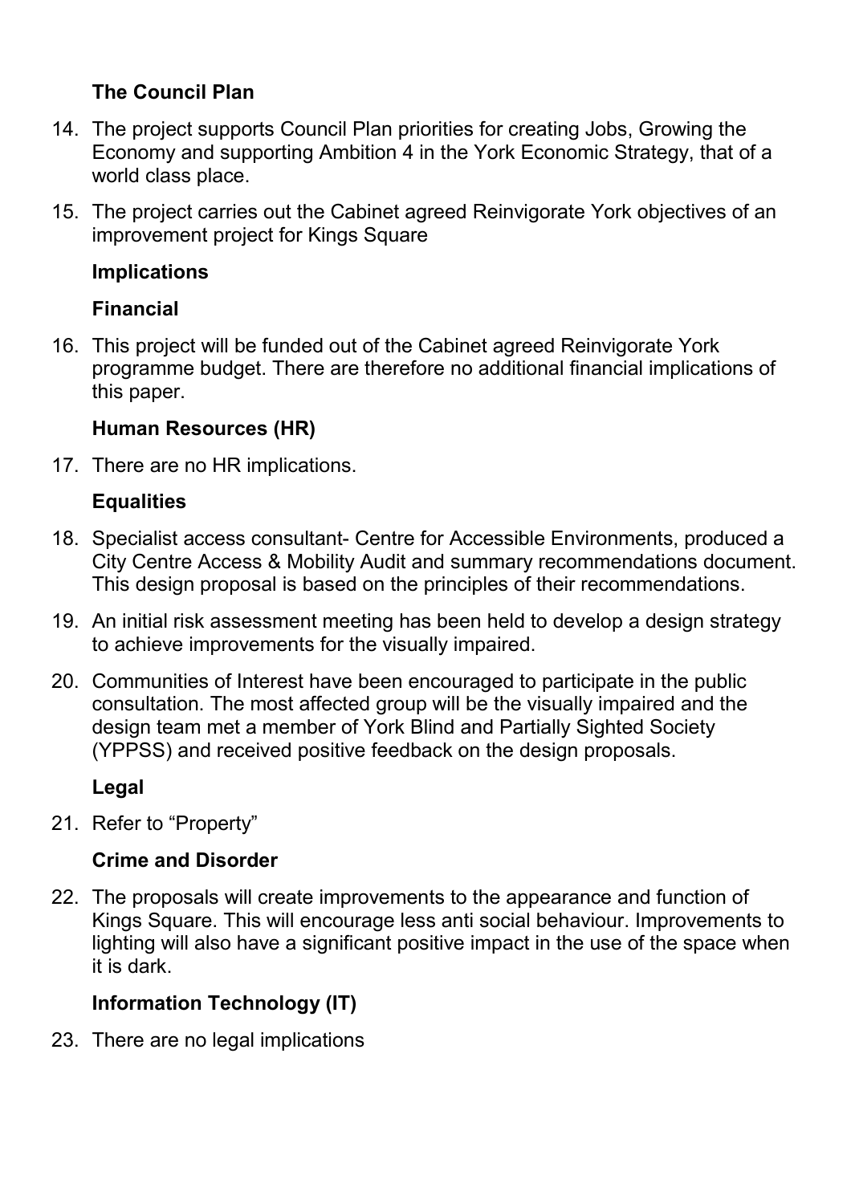### The Council Plan

14. The project supports Council Plan priorities for creating Jobs, Growing the Economy and supporting Ambition 4 in the York Economic Strategy, that of a world class place.

15. The project carries out the Cabinet agreed Reinvigorate York objectives of an improvement project for Kings Square

### Implications

### Financial

16. This project will be funded out of the Cabinet agreed Reinvigorate York programme budget. There are therefore no additional financial implications of this paper.

### Human Resources (HR)

17. There are no HR implications.

### Equalities

18. Specialist access consultant- Centre for Accessible Environments, produced a City Centre Access & Mobility Audit and summary recommendations document. This design proposal is based on the principles of their recommendations.

19. An initial risk assessment meeting has been held to develop a design strategy to achieve improvements for the visually impaired.

20. Communities of Interest have been encouraged to participate in the public consultation. The most affected group will be the visually impaired and the design team met a member of York Blind and Partially Sighted Society (YPPSS) and received positive feedback on the design proposals.

### Legal

21. Refer to "Property"

### Crime and Disorder

22. The proposals will create improvements to the appearance and function of Kings Square. This will encourage less anti social behaviour. Improvements to lighting will also have a significant positive impact in the use of the space when it is dark.

### Information Technology (IT)

23. There are no legal implications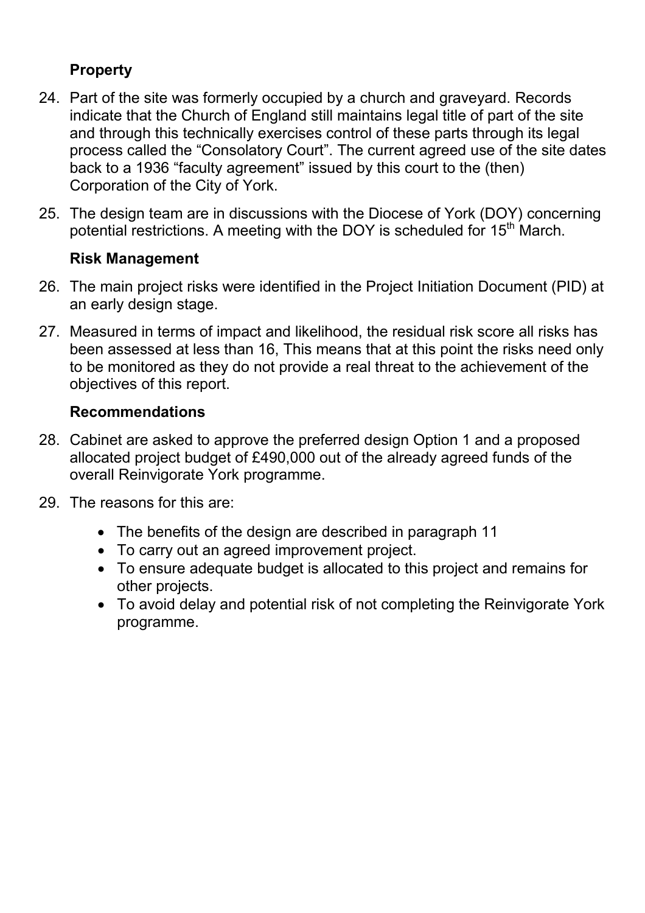### Property

24. Part of the site was formerly occupied by a church and graveyard. Records indicate that the Church of England still maintains legal title of part of the site and through this technically exercises control of these parts through its legal process called the "Consolatory Court". The current agreed use of the site dates back to a 1936 "faculty agreement" issued by this court to the (then) Corporation of the City of York.

25. The design team are in discussions with the Diocese of York (DOY) concerning potential restrictions. A meeting with the DOY is scheduled for 15th March.

### Risk Management

26. The main project risks were identified in the Project Initiation Document (PID) at an early design stage.

27. Measured in terms of impact and likelihood, the residual risk score all risks has been assessed at less than 16, This means that at this point the risks need only to be monitored as they do not provide a real threat to the achievement of the objectives of this report.

### Recommendations

28. Cabinet are asked to approve the preferred design Option 1 and a proposed allocated project budget of £490,000 out of the already agreed funds of the overall Reinvigorate York programme.

29. The reasons for this are:

    - The benefits of the design are described in paragraph 11
    - To carry out an agreed improvement project.
    - To ensure adequate budget is allocated to this project and remains for other projects.
    - To avoid delay and potential risk of not completing the Reinvigorate York programme.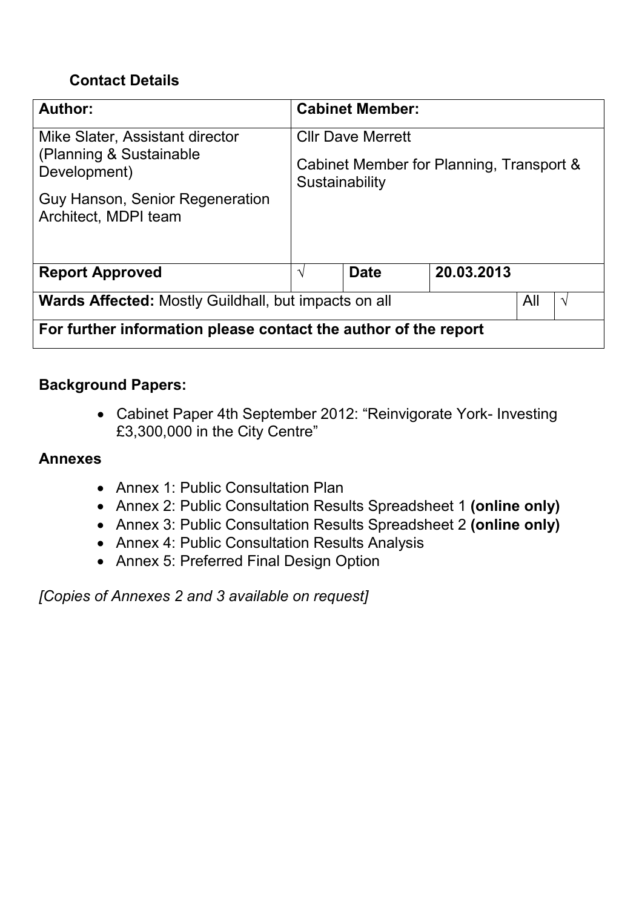## Contact Details

| Author: | Cabinet Member: | | | | |
|---|---|---|---|---|---|
| Mike Slater, Assistant director (Planning & Sustainable Development)<br><br>Guy Hanson, Senior Regeneration Architect, MDPI team | Cllr Dave Merrett<br><br>Cabinet Member for Planning, Transport & Sustainability | | | | |
| **Report Approved** | √ | **Date** | **20.03.2013** | | |
| **Wards Affected:** Mostly Guildhall, but impacts on all | | | | All | √ |
| **For further information please contact the author of the report** | | | | | |

**Background Papers:**

- Cabinet Paper 4th September 2012: "Reinvigorate York- Investing £3,300,000 in the City Centre"

**Annexes**

- Annex 1: Public Consultation Plan
- Annex 2: Public Consultation Results Spreadsheet 1 **(online only)**
- Annex 3: Public Consultation Results Spreadsheet 2 **(online only)**
- Annex 4: Public Consultation Results Analysis
- Annex 5: Preferred Final Design Option

*[Copies of Annexes 2 and 3 available on request]*